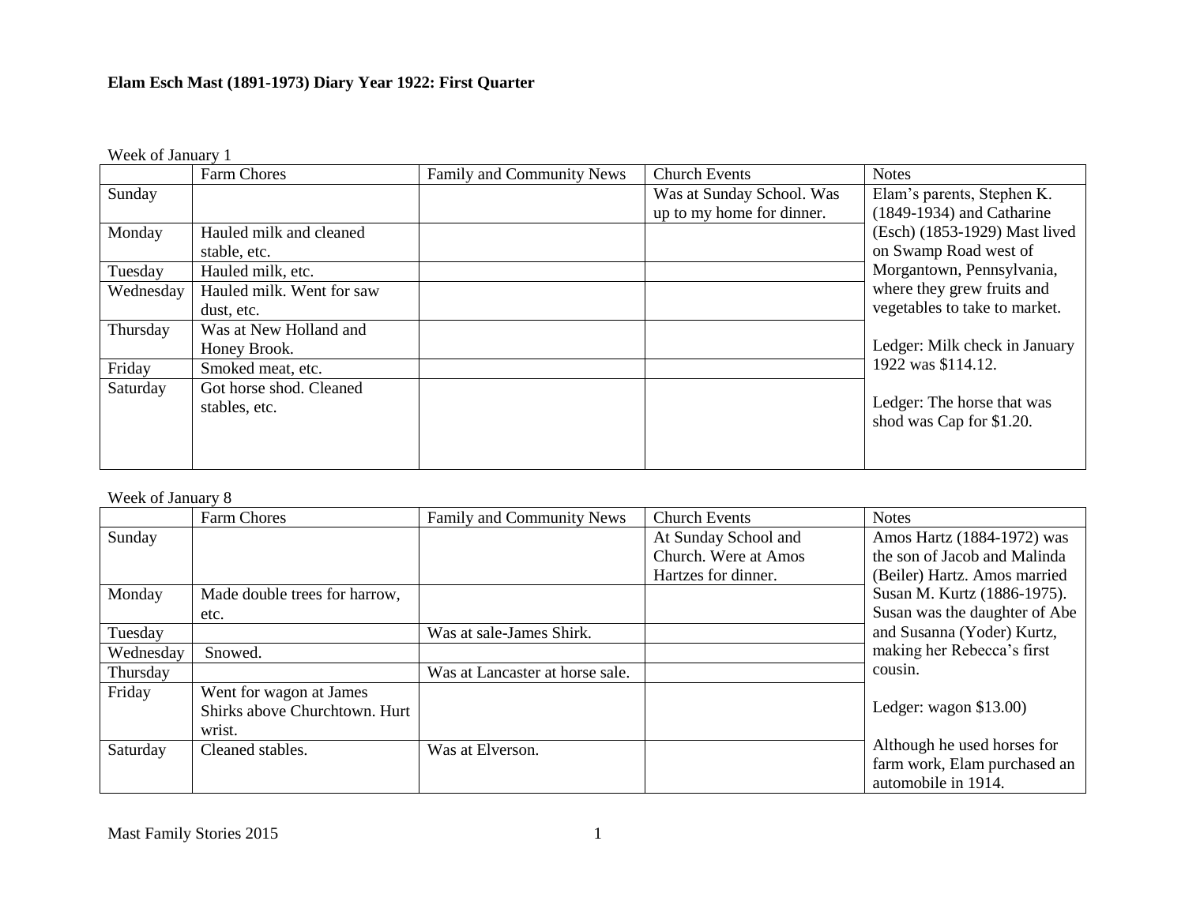**Elam Esch Mast (1891-1973) Diary Year 1922: First Quarter**

Week of January 1

| | Farm Chores | Family and Community News | Church Events | Notes |
|---|---|---|---|---|
| Sunday | | | Was at Sunday School. Was up to my home for dinner. | Elam's parents, Stephen K. (1849-1934) and Catharine (Esch) (1853-1929) Mast lived on Swamp Road west of Morgantown, Pennsylvania, where they grew fruits and vegetables to take to market.<br><br>Ledger: Milk check in January 1922 was $114.12.<br><br>Ledger: The horse that was shod was Cap for $1.20. |
| Monday | Hauled milk and cleaned stable, etc. | | | |
| Tuesday | Hauled milk, etc. | | | |
| Wednesday | Hauled milk. Went for saw dust, etc. | | | |
| Thursday | Was at New Holland and Honey Brook. | | | |
| Friday | Smoked meat, etc. | | | |
| Saturday | Got horse shod. Cleaned stables, etc. | | | |

Week of January 8

| | Farm Chores | Family and Community News | Church Events | Notes |
|---|---|---|---|---|
| Sunday | | | At Sunday School and Church. Were at Amos Hartzes for dinner. | Amos Hartz (1884-1972) was the son of Jacob and Malinda (Beiler) Hartz. Amos married Susan M. Kurtz (1886-1975). Susan was the daughter of Abe and Susanna (Yoder) Kurtz, making her Rebecca's first cousin.<br><br>Ledger: wagon $13.00)<br><br>Although he used horses for farm work, Elam purchased an automobile in 1914. |
| Monday | Made double trees for harrow, etc. | | | |
| Tuesday | | Was at sale-James Shirk. | | |
| Wednesday | Snowed. | | | |
| Thursday | | Was at Lancaster at horse sale. | | |
| Friday | Went for wagon at James Shirks above Churchtown. Hurt wrist. | | | |
| Saturday | Cleaned stables. | Was at Elverson. | | |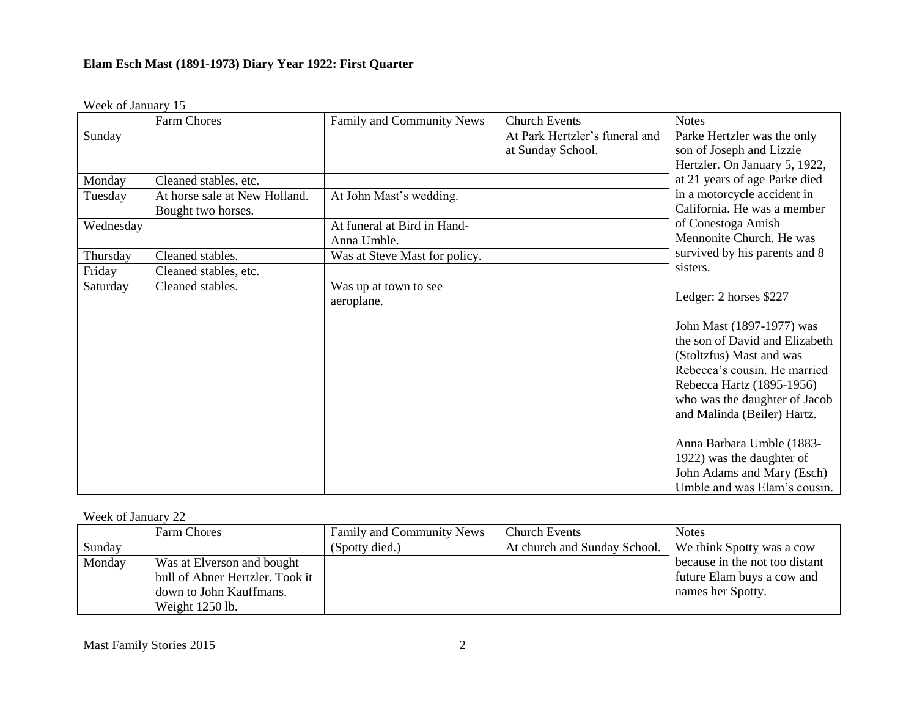**Elam Esch Mast (1891-1973) Diary Year 1922: First Quarter**

Week of January 15

| | Farm Chores | Family and Community News | Church Events | Notes |
|---|---|---|---|---|
| Sunday | | | At Park Hertzler's funeral and at Sunday School. | Parke Hertzler was the only son of Joseph and Lizzie Hertzler. On January 5, 1922, at 21 years of age Parke died in a motorcycle accident in California. He was a member of Conestoga Amish Mennonite Church. He was survived by his parents and 8 sisters.<br><br>Ledger: 2 horses \$227<br><br>John Mast (1897-1977) was the son of David and Elizabeth (Stoltzfus) Mast and was Rebecca's cousin. He married Rebecca Hartz (1895-1956) who was the daughter of Jacob and Malinda (Beiler) Hartz.<br><br>Anna Barbara Umble (1883-1922) was the daughter of John Adams and Mary (Esch) Umble and was Elam's cousin. |
| | | | | |
| Monday | Cleaned stables, etc. | | | |
| Tuesday | At horse sale at New Holland. Bought two horses. | At John Mast's wedding. | | |
| Wednesday | | At funeral at Bird in Hand-Anna Umble. | | |
| Thursday | Cleaned stables. | Was at Steve Mast for policy. | | |
| Friday | Cleaned stables, etc. | | | |
| Saturday | Cleaned stables. | Was up at town to see aeroplane. | | |

Week of January 22

| | Farm Chores | Family and Community News | Church Events | Notes |
|---|---|---|---|---|
| Sunday | | (Spotty died.) | At church and Sunday School. | We think Spotty was a cow because in the not too distant future Elam buys a cow and names her Spotty. |
| Monday | Was at Elverson and bought bull of Abner Hertzler. Took it down to John Kauffmans. Weight 1250 lb. | | | |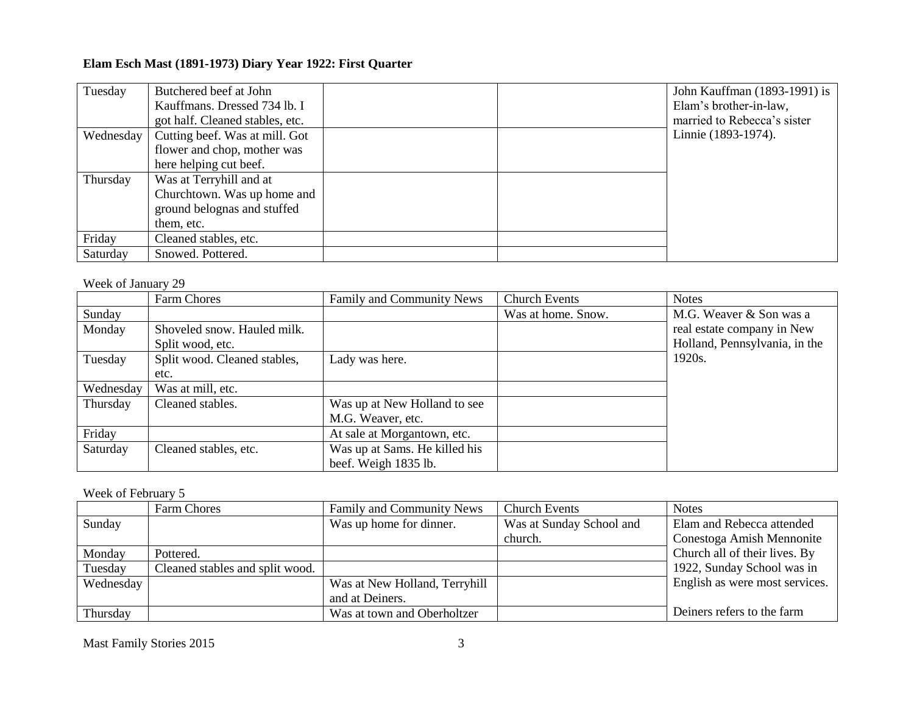**Elam Esch Mast (1891-1973) Diary Year 1922: First Quarter**

| | | | | |
|---|---|---|---|---|
| Tuesday | Butchered beef at John Kauffmans. Dressed 734 lb. I got half. Cleaned stables, etc. | | | John Kauffman (1893-1991) is Elam's brother-in-law, married to Rebecca's sister Linnie (1893-1974). |
| Wednesday | Cutting beef. Was at mill. Got flower and chop, mother was here helping cut beef. | | | |
| Thursday | Was at Terryhill and at Churchtown. Was up home and ground belognas and stuffed them, etc. | | | |
| Friday | Cleaned stables, etc. | | | |
| Saturday | Snowed. Pottered. | | | |

Week of January 29

| | Farm Chores | Family and Community News | Church Events | Notes |
|---|---|---|---|---|
| Sunday | | | Was at home. Snow. | M.G. Weaver & Son was a real estate company in New Holland, Pennsylvania, in the 1920s. |
| Monday | Shoveled snow. Hauled milk. Split wood, etc. | | | |
| Tuesday | Split wood. Cleaned stables, etc. | Lady was here. | | |
| Wednesday | Was at mill, etc. | | | |
| Thursday | Cleaned stables. | Was up at New Holland to see M.G. Weaver, etc. | | |
| Friday | | At sale at Morgantown, etc. | | |
| Saturday | Cleaned stables, etc. | Was up at Sams. He killed his beef. Weigh 1835 lb. | | |

Week of February 5

| | Farm Chores | Family and Community News | Church Events | Notes |
|---|---|---|---|---|
| Sunday | | Was up home for dinner. | Was at Sunday School and church. | Elam and Rebecca attended Conestoga Amish Mennonite Church all of their lives. By 1922, Sunday School was in English as were most services.<br><br>Deiners refers to the farm |
| Monday | Pottered. | | | |
| Tuesday | Cleaned stables and split wood. | | | |
| Wednesday | | Was at New Holland, Terryhill and at Deiners. | | |
| Thursday | | Was at town and Oberholtzer | | |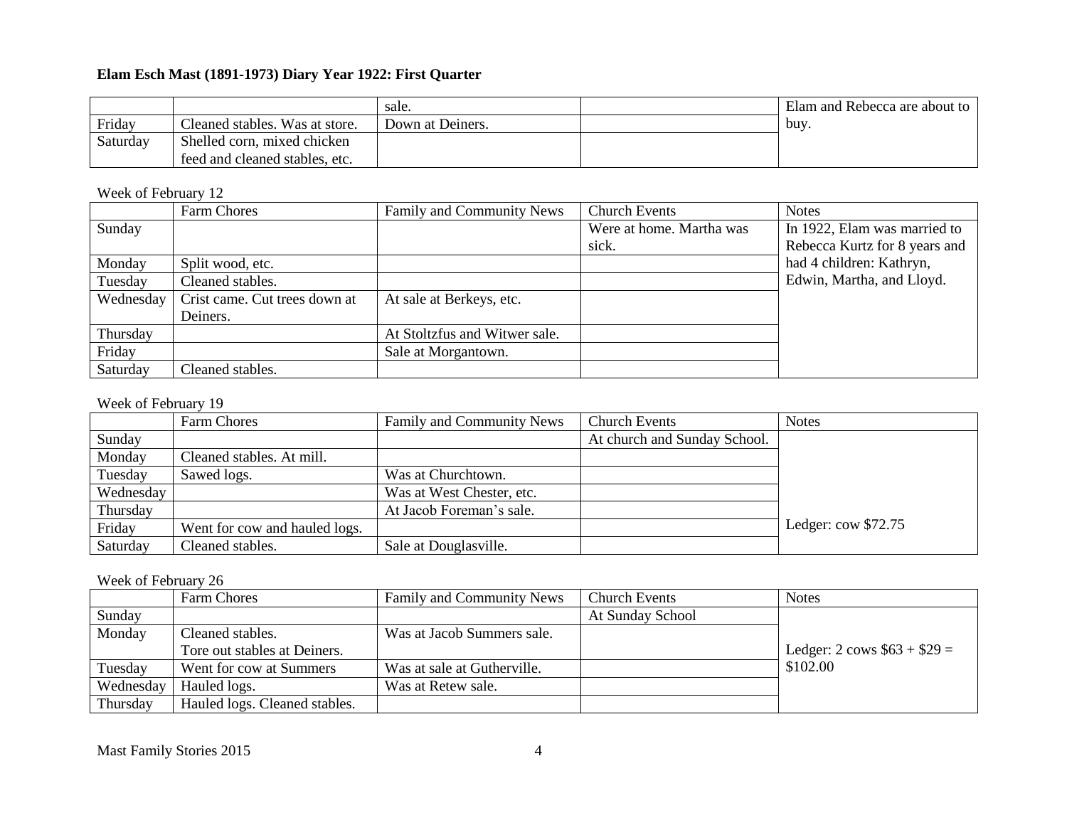**Elam Esch Mast (1891-1973) Diary Year 1922: First Quarter**

| | | | | |
|---|---|---|---|---|
| | | sale. | | Elam and Rebecca are about to buy. |
| Friday | Cleaned stables. Was at store. | Down at Deiners. | | |
| Saturday | Shelled corn, mixed chicken feed and cleaned stables, etc. | | | |

Week of February 12

| | Farm Chores | Family and Community News | Church Events | Notes |
|---|---|---|---|---|
| Sunday | | | Were at home. Martha was sick. | In 1922, Elam was married to Rebecca Kurtz for 8 years and had 4 children: Kathryn, Edwin, Martha, and Lloyd. |
| Monday | Split wood, etc. | | | |
| Tuesday | Cleaned stables. | | | |
| Wednesday | Crist came. Cut trees down at Deiners. | At sale at Berkeys, etc. | | |
| Thursday | | At Stoltzfus and Witwer sale. | | |
| Friday | | Sale at Morgantown. | | |
| Saturday | Cleaned stables. | | | |

Week of February 19

| | Farm Chores | Family and Community News | Church Events | Notes |
|---|---|---|---|---|
| Sunday | | | At church and Sunday School. | |
| Monday | Cleaned stables. At mill. | | | |
| Tuesday | Sawed logs. | Was at Churchtown. | | |
| Wednesday | | Was at West Chester, etc. | | |
| Thursday | | At Jacob Foreman's sale. | | |
| Friday | Went for cow and hauled logs. | | | Ledger: cow $72.75 |
| Saturday | Cleaned stables. | Sale at Douglasville. | | |

Week of February 26

| | Farm Chores | Family and Community News | Church Events | Notes |
|---|---|---|---|---|
| Sunday | | | At Sunday School | |
| Monday | Cleaned stables. Tore out stables at Deiners. | Was at Jacob Summers sale. | | Ledger: 2 cows $63 + $29 = $102.00 |
| Tuesday | Went for cow at Summers | Was at sale at Gutherville. | | |
| Wednesday | Hauled logs. | Was at Retew sale. | | |
| Thursday | Hauled logs. Cleaned stables. | | | |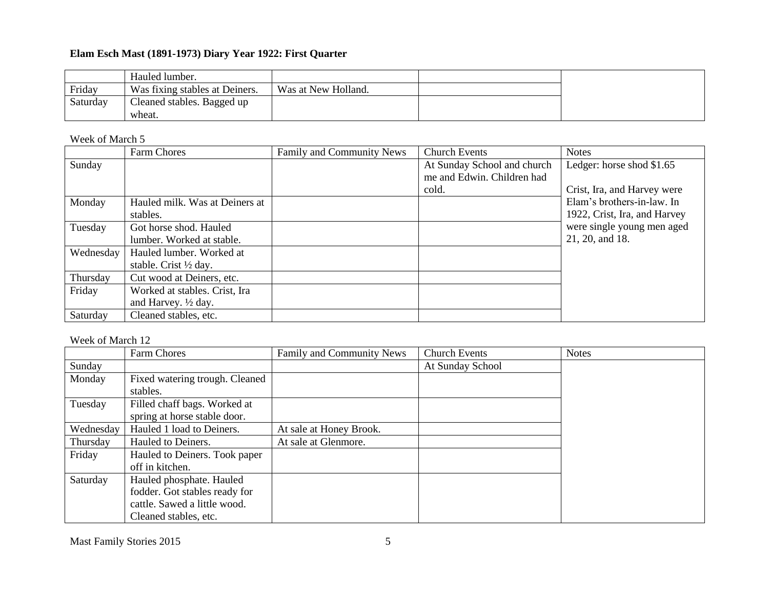**Elam Esch Mast (1891-1973) Diary Year 1922: First Quarter**

| | | | | |
|---|---|---|---|---|
| | Hauled lumber. | | | |
| Friday | Was fixing stables at Deiners. | Was at New Holland. | | |
| Saturday | Cleaned stables. Bagged up wheat. | | | |

Week of March 5

| | Farm Chores | Family and Community News | Church Events | Notes |
|---|---|---|---|---|
| Sunday | | | At Sunday School and church me and Edwin. Children had cold. | Ledger: horse shod $1.65<br><br>Crist, Ira, and Harvey were Elam's brothers-in-law. In 1922, Crist, Ira, and Harvey were single young men aged 21, 20, and 18. |
| Monday | Hauled milk. Was at Deiners at stables. | | | |
| Tuesday | Got horse shod. Hauled lumber. Worked at stable. | | | |
| Wednesday | Hauled lumber. Worked at stable. Crist ½ day. | | | |
| Thursday | Cut wood at Deiners, etc. | | | |
| Friday | Worked at stables. Crist, Ira and Harvey. ½ day. | | | |
| Saturday | Cleaned stables, etc. | | | |

Week of March 12

| | Farm Chores | Family and Community News | Church Events | Notes |
|---|---|---|---|---|
| Sunday | | | At Sunday School | |
| Monday | Fixed watering trough. Cleaned stables. | | | |
| Tuesday | Filled chaff bags. Worked at spring at horse stable door. | | | |
| Wednesday | Hauled 1 load to Deiners. | At sale at Honey Brook. | | |
| Thursday | Hauled to Deiners. | At sale at Glenmore. | | |
| Friday | Hauled to Deiners. Took paper off in kitchen. | | | |
| Saturday | Hauled phosphate. Hauled fodder. Got stables ready for cattle. Sawed a little wood. Cleaned stables, etc. | | | |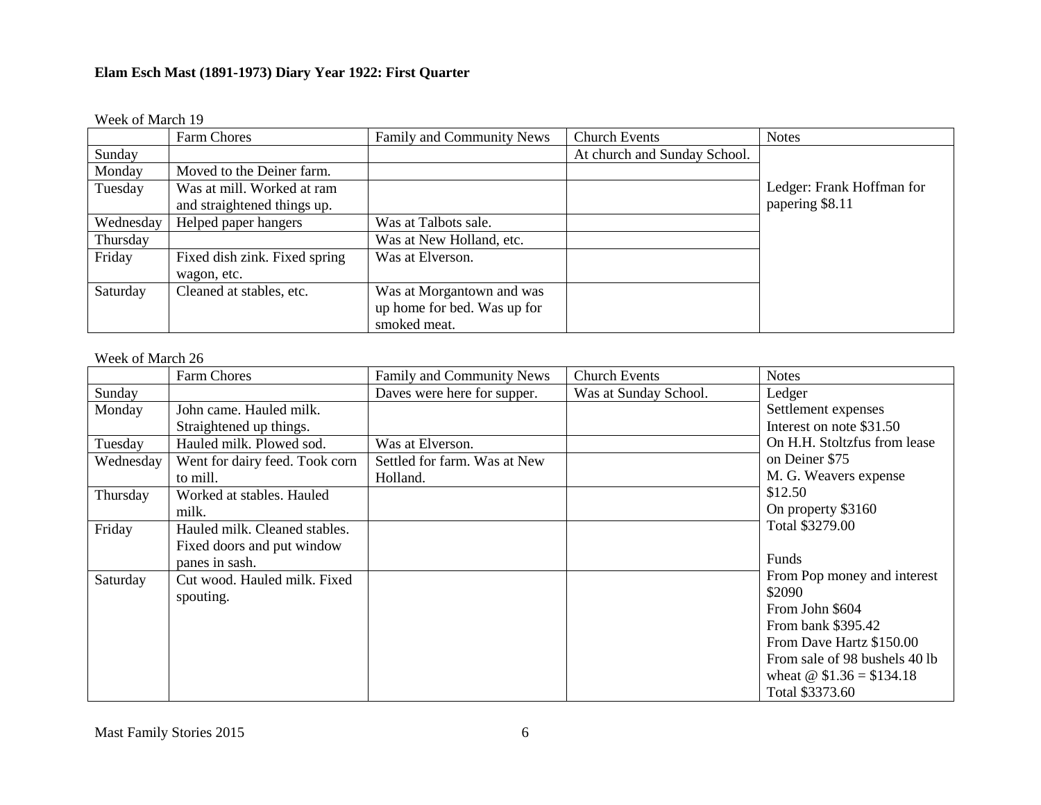**Elam Esch Mast (1891-1973) Diary Year 1922: First Quarter**

Week of March 19

| | Farm Chores | Family and Community News | Church Events | Notes |
|---|---|---|---|---|
| Sunday | | | At church and Sunday School. | Ledger: Frank Hoffman for papering $8.11 |
| Monday | Moved to the Deiner farm. | | | |
| Tuesday | Was at mill. Worked at ram and straightened things up. | | | |
| Wednesday | Helped paper hangers | Was at Talbots sale. | | |
| Thursday | | Was at New Holland, etc. | | |
| Friday | Fixed dish zink. Fixed spring wagon, etc. | Was at Elverson. | | |
| Saturday | Cleaned at stables, etc. | Was at Morgantown and was up home for bed. Was up for smoked meat. | | |

Week of March 26

| | Farm Chores | Family and Community News | Church Events | Notes |
|---|---|---|---|---|
| Sunday | | Daves were here for supper. | Was at Sunday School. | Ledger<br>Settlement expenses<br>Interest on note $31.50<br>On H.H. Stoltzfus from lease on Deiner $75<br>M. G. Weavers expense $12.50<br>On property $3160<br>Total $3279.00<br><br>Funds<br>From Pop money and interest $2090<br>From John $604<br>From bank $395.42<br>From Dave Hartz $150.00<br>From sale of 98 bushels 40 lb wheat @ $1.36 = $134.18<br>Total $3373.60 |
| Monday | John came. Hauled milk. Straightened up things. | | | |
| Tuesday | Hauled milk. Plowed sod. | Was at Elverson. | | |
| Wednesday | Went for dairy feed. Took corn to mill. | Settled for farm. Was at New Holland. | | |
| Thursday | Worked at stables. Hauled milk. | | | |
| Friday | Hauled milk. Cleaned stables. Fixed doors and put window panes in sash. | | | |
| Saturday | Cut wood. Hauled milk. Fixed spouting. | | | |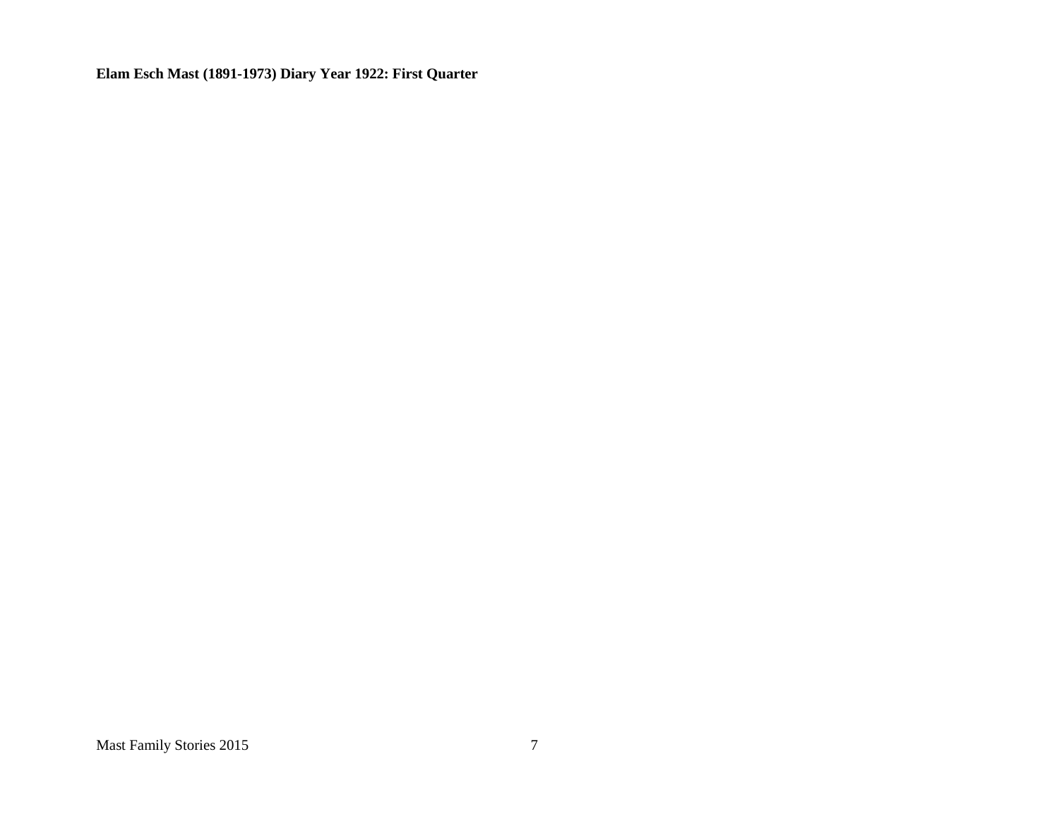**Elam Esch Mast (1891-1973) Diary Year 1922: First Quarter**